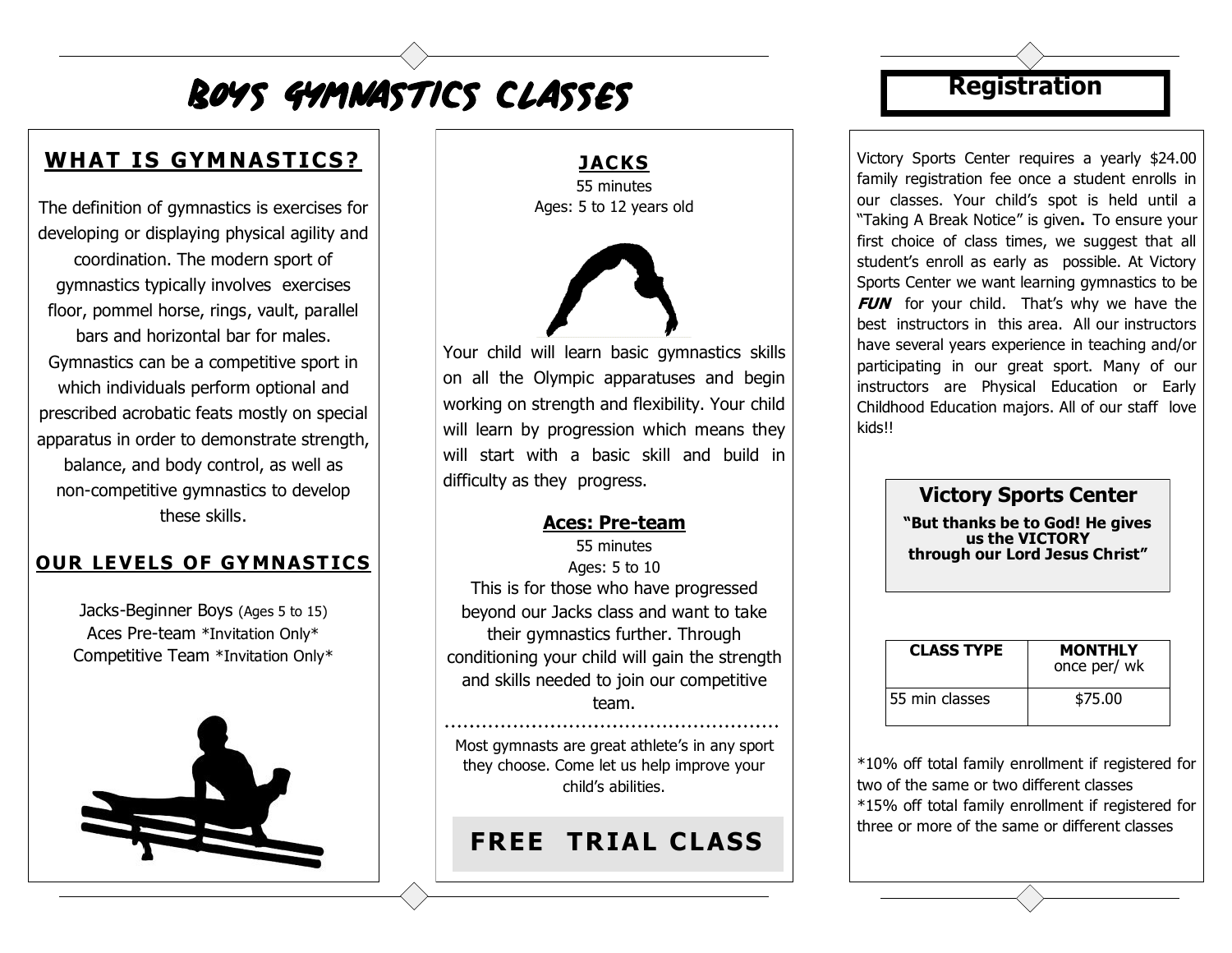# Boys Gymnastics Classes

## WHAT IS GYMNASTICS?

The definition of gymnastics is exercises for developing or displaying physical agility and coordination. The modern sport of gymnastics typically involves exercises floor, pommel horse, rings, vault, parallel bars and horizontal bar for males. Gymnastics can be a competitive sport in which individuals perform optional and prescribed acrobatic feats mostly on special apparatus in order to demonstrate strength, balance, and body control, as well as non-competitive gymnastics to develop these skills.

## OUR LEVELS OF GYMNASTICS

Jacks-Beginner Boys (Ages 5 to 15)
Aces Pre-team *Invitation Only*
Competitive Team *Invitation Only*

## JACKS

55 minutes
Ages: 5 to 12 years old

Your child will learn basic gymnastics skills on all the Olympic apparatuses and begin working on strength and flexibility. Your child will learn by progression which means they will start with a basic skill and build in difficulty as they progress.

## Aces: Pre-team

55 minutes
Ages: 5 to 10

This is for those who have progressed beyond our Jacks class and want to take their gymnastics further. Through conditioning your child will gain the strength and skills needed to join our competitive team.

Most gymnasts are great athlete's in any sport they choose. Come let us help improve your child's abilities.

**FREE TRIAL CLASS**

## Registration

Victory Sports Center requires a yearly $24.00 family registration fee once a student enrolls in our classes. Your child's spot is held until a "Taking A Break Notice" is given**.** To ensure your first choice of class times, we suggest that all student's enroll as early as possible. At Victory Sports Center we want learning gymnastics to be ***FUN*** for your child. That's why we have the best instructors in this area. All our instructors have several years experience in teaching and/or participating in our great sport. Many of our instructors are Physical Education or Early Childhood Education majors. All of our staff love kids!!

**Victory Sports Center**

**"But thanks be to God! He gives us the VICTORY through our Lord Jesus Christ"**

| CLASS TYPE | MONTHLY once per/ wk |
| --- | --- |
| 55 min classes | $75.00 |

*10% off total family enrollment if registered for two of the same or two different classes
*15% off total family enrollment if registered for three or more of the same or different classes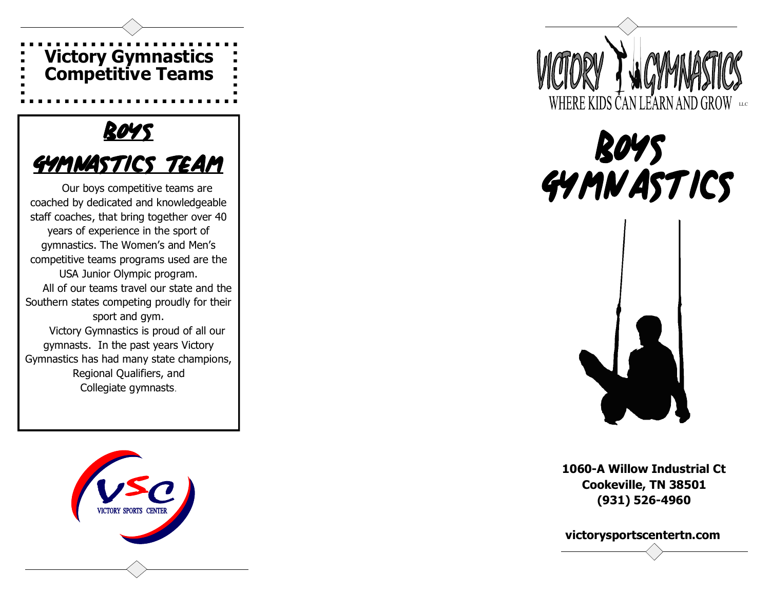# Victory Gymnastics Competitive Teams

## Boys Gymnastics Team

Our boys competitive teams are coached by dedicated and knowledgeable staff coaches, that bring together over 40 years of experience in the sport of gymnastics. The Women's and Men's competitive teams programs used are the USA Junior Olympic program.

All of our teams travel our state and the Southern states competing proudly for their sport and gym.

Victory Gymnastics is proud of all our gymnasts. In the past years Victory Gymnastics has had many state champions, Regional Qualifiers, and Collegiate gymnasts.

VSC
VICTORY SPORTS CENTER

VICTORY GYMNASTICS
WHERE KIDS CAN LEARN AND GROW LLC

# Boys Gymnastics

**1060-A Willow Industrial Ct**
**Cookeville, TN 38501**
**(931) 526-4960**

**victorysportscentertn.com**